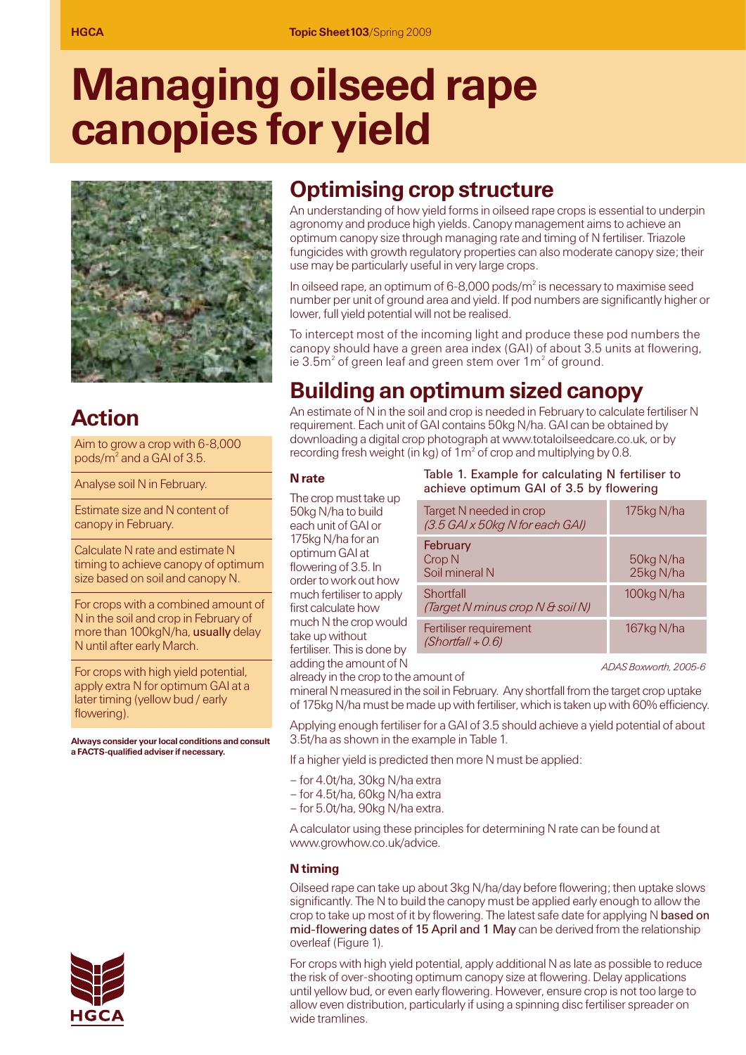# Managing oilseed rape canopies for yield

## Action

- Aim to grow a crop with 6-8,000 pods/m$^2$ and a GAI of 3.5.
- Analyse soil N in February.
- Estimate size and N content of canopy in February.
- Calculate N rate and estimate N timing to achieve canopy of optimum size based on soil and canopy N.
- For crops with a combined amount of N in the soil and crop in February of more than 100kgN/ha, **usually** delay N until after early March.
- For crops with high yield potential, apply extra N for optimum GAI at a later timing (yellow bud / early flowering).

**Always consider your local conditions and consult a FACTS-qualified adviser if necessary.**

## Optimising crop structure

An understanding of how yield forms in oilseed rape crops is essential to underpin agronomy and produce high yields. Canopy management aims to achieve an optimum canopy size through managing rate and timing of N fertiliser. Triazole fungicides with growth regulatory properties can also moderate canopy size; their use may be particularly useful in very large crops.

In oilseed rape, an optimum of 6-8,000 pods/m$^2$ is necessary to maximise seed number per unit of ground area and yield. If pod numbers are significantly higher or lower, full yield potential will not be realised.

To intercept most of the incoming light and produce these pod numbers the canopy should have a green area index (GAI) of about 3.5 units at flowering, ie 3.5m$^2$ of green leaf and green stem over 1m$^2$ of ground.

## Building an optimum sized canopy

An estimate of N in the soil and crop is needed in February to calculate fertiliser N requirement. Each unit of GAI contains 50kg N/ha. GAI can be obtained by downloading a digital crop photograph at www.totaloilseedcare.co.uk, or by recording fresh weight (in kg) of 1m$^2$ of crop and multiplying by 0.8.

### N rate

The crop must take up 50kg N/ha to build each unit of GAI or 175kg N/ha for an optimum GAI at flowering of 3.5. In order to work out how much fertiliser to apply first calculate how much N the crop would take up without fertiliser. This is done by adding the amount of N already in the crop to the amount of mineral N measured in the soil in February. Any shortfall from the target crop uptake of 175kg N/ha must be made up with fertiliser, which is taken up with 60% efficiency.

Table 1. Example for calculating N fertiliser to achieve optimum GAI of 3.5 by flowering

| | |
|---|---|
| Target N needed in crop *(3.5 GAI x 50kg N for each GAI)* | 175kg N/ha |
| February<br>Crop N<br>Soil mineral N | <br>50kg N/ha<br>25kg N/ha |
| Shortfall *(Target N minus crop N & soil N)* | 100kg N/ha |
| Fertiliser requirement *(Shortfall ÷ 0.6)* | 167kg N/ha |

*ADAS Boxworth, 2005-6*

Applying enough fertiliser for a GAI of 3.5 should achieve a yield potential of about 3.5t/ha as shown in the example in Table 1.

If a higher yield is predicted then more N must be applied:

- for 4.0t/ha, 30kg N/ha extra
- for 4.5t/ha, 60kg N/ha extra
- for 5.0t/ha, 90kg N/ha extra.

A calculator using these principles for determining N rate can be found at www.growhow.co.uk/advice.

### N timing

Oilseed rape can take up about 3kg N/ha/day before flowering; then uptake slows significantly. The N to build the canopy must be applied early enough to allow the crop to take up most of it by flowering. The latest safe date for applying N based on mid-flowering dates of 15 April and 1 May can be derived from the relationship overleaf (Figure 1).

For crops with high yield potential, apply additional N as late as possible to reduce the risk of over-shooting optimum canopy size at flowering. Delay applications until yellow bud, or even early flowering. However, ensure crop is not too large to allow even distribution, particularly if using a spinning disc fertiliser spreader on wide tramlines.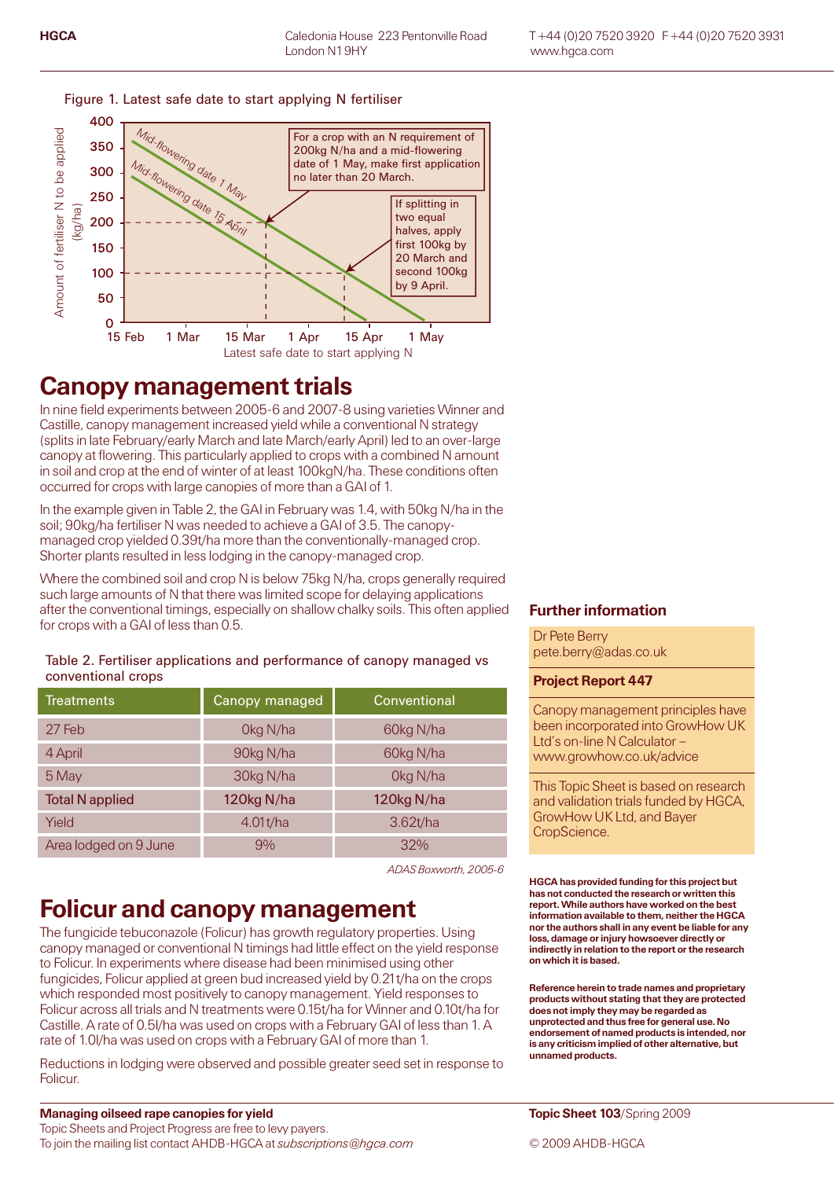Figure 1. Latest safe date to start applying N fertiliser

Amount of fertiliser N to be applied (kg/ha)

400
350
300
250
200
150
100
50
0

15 Feb
1 Mar
15 Mar
1 Apr
15 Apr
1 May

Latest safe date to start applying N

Mid-flowering date 1 May

Mid-flowering date 15 April

For a crop with an N requirement of 200kg N/ha and a mid-flowering date of 1 May, make first application no later than 20 March.

If splitting in two equal halves, apply first 100kg by 20 March and second 100kg by 9 April.

## Canopy management trials

In nine field experiments between 2005-6 and 2007-8 using varieties Winner and Castille, canopy management increased yield while a conventional N strategy (splits in late February/early March and late March/early April) led to an over-large canopy at flowering. This particularly applied to crops with a combined N amount in soil and crop at the end of winter of at least 100kgN/ha. These conditions often occurred for crops with large canopies of more than a GAI of 1.

In the example given in Table 2, the GAI in February was 1.4, with 50kg N/ha in the soil; 90kg/ha fertiliser N was needed to achieve a GAI of 3.5. The canopy-managed crop yielded 0.39t/ha more than the conventionally-managed crop. Shorter plants resulted in less lodging in the canopy-managed crop.

Where the combined soil and crop N is below 75kg N/ha, crops generally required such large amounts of N that there was limited scope for delaying applications after the conventional timings, especially on shallow chalky soils. This often applied for crops with a GAI of less than 0.5.

Table 2. Fertiliser applications and performance of canopy managed vs conventional crops

| Treatments | Canopy managed | Conventional |
|---|---|---|
| 27 Feb | 0kg N/ha | 60kg N/ha |
| 4 April | 90kg N/ha | 60kg N/ha |
| 5 May | 30kg N/ha | 0kg N/ha |
| **Total N applied** | **120kg N/ha** | **120kg N/ha** |
| Yield | 4.01t/ha | 3.62t/ha |
| Area lodged on 9 June | 9% | 32% |

*ADAS Boxworth, 2005-6*

## Folicur and canopy management

The fungicide tebuconazole (Folicur) has growth regulatory properties. Using canopy managed or conventional N timings had little effect on the yield response to Folicur. In experiments where disease had been minimised using other fungicides, Folicur applied at green bud increased yield by 0.21t/ha on the crops which responded most positively to canopy management. Yield responses to Folicur across all trials and N treatments were 0.15t/ha for Winner and 0.10t/ha for Castille. A rate of 0.5l/ha was used on crops with a February GAI of less than 1. A rate of 1.0l/ha was used on crops with a February GAI of more than 1.

Reductions in lodging were observed and possible greater seed set in response to Folicur.

### Further information

Dr Pete Berry
pete.berry@adas.co.uk

**Project Report 447**

Canopy management principles have been incorporated into GrowHow UK Ltd's on-line N Calculator – www.growhow.co.uk/advice

This Topic Sheet is based on research and validation trials funded by HGCA, GrowHow UK Ltd, and Bayer CropScience.

**HGCA has provided funding for this project but has not conducted the research or written this report. While authors have worked on the best information available to them, neither the HGCA nor the authors shall in any event be liable for any loss, damage or injury howsoever directly or indirectly in relation to the report or the research on which it is based.**

**Reference herein to trade names and proprietary products without stating that they are protected does not imply they may be regarded as unprotected and thus free for general use. No endorsement of named products is intended, nor is any criticism implied of other alternative, but unnamed products.**

**Managing oilseed rape canopies for yield**
Topic Sheets and Project Progress are free to levy payers.
To join the mailing list contact AHDB-HGCA at *subscriptions@hgca.com*

**Topic Sheet 103**/Spring 2009

© 2009 AHDB-HGCA